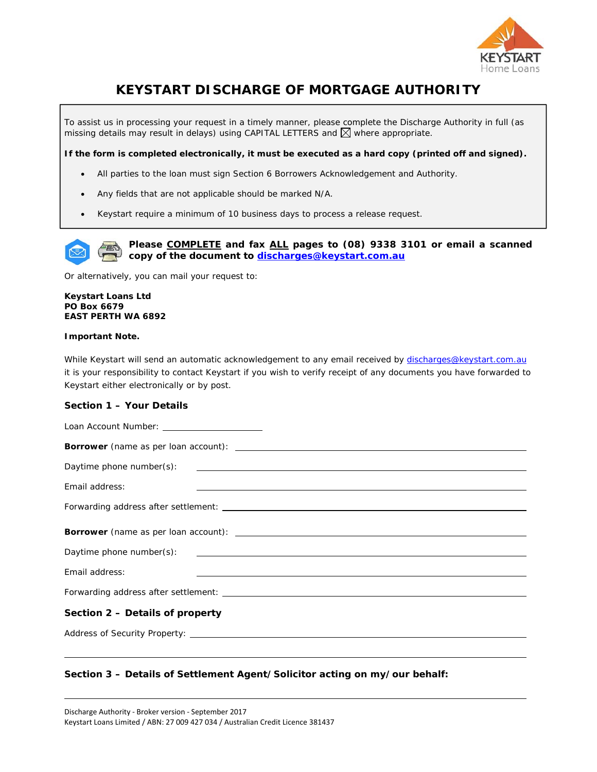# KEYSTART DISCHARGE OF MORTGAGE AUTHORITY

To assist us in processing your request in a timely manner, please complete the Discharge Authority in full (as missing details may result in delays) using CAPITAL LETTERS and ☒ where appropriate.

**If the form is completed electronically, it must be executed as a hard copy (printed off and signed).**

- All parties to the loan must sign Section 6 Borrowers Acknowledgement and Authority.
- Any fields that are not applicable should be marked N/A.
- Keystart require a minimum of 10 business days to process a release request.

**Please COMPLETE and fax ALL pages to (08) 9338 3101 or email a scanned copy of the document to discharges@keystart.com.au**

Or alternatively, you can mail your request to:

**Keystart Loans Ltd**
**PO Box 6679**
**EAST PERTH WA 6892**

**Important Note.**

While Keystart will send an automatic acknowledgement to any email received by discharges@keystart.com.au it is your responsibility to contact Keystart if you wish to verify receipt of any documents you have forwarded to Keystart either electronically or by post.

### Section 1 – Your Details

Loan Account Number: ____________________

**Borrower** (name as per loan account): ____________________

Daytime phone number(s): ____________________

Email address: ____________________

Forwarding address after settlement: ____________________

**Borrower** (name as per loan account): ____________________

Daytime phone number(s): ____________________

Email address: ____________________

Forwarding address after settlement: ____________________

### Section 2 – Details of property

Address of Security Property: ____________________

____________________

### Section 3 – Details of Settlement Agent/Solicitor acting on my/our behalf:

____________________

Discharge Authority - Broker version - September 2017
Keystart Loans Limited / ABN: 27 009 427 034 / Australian Credit Licence 381437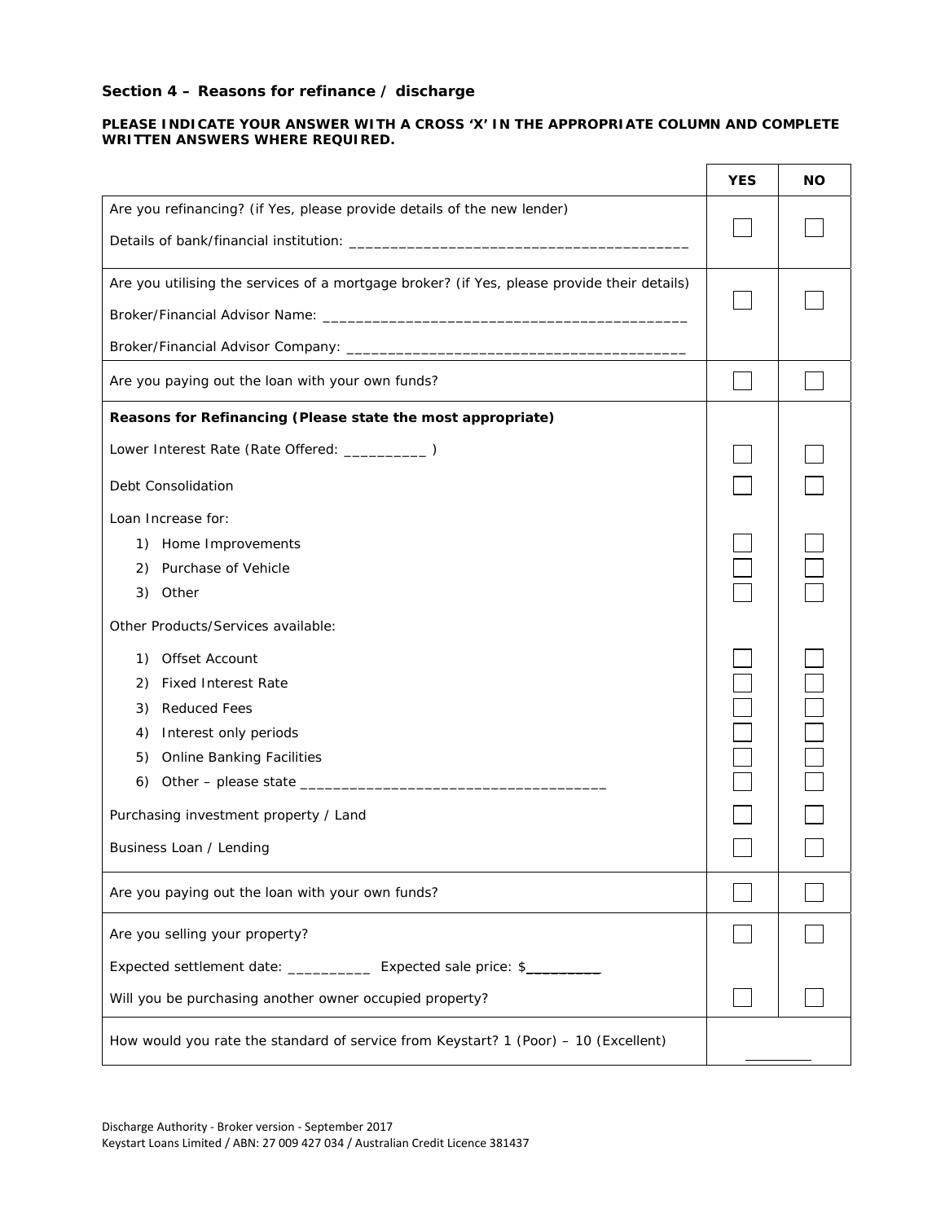## Section 4 – Reasons for refinance / discharge

**PLEASE INDICATE YOUR ANSWER WITH A CROSS 'X' IN THE APPROPRIATE COLUMN AND COMPLETE WRITTEN ANSWERS WHERE REQUIRED.**

| | YES | NO |
|---|---|---|
| Are you refinancing? (if Yes, please provide details of the new lender)<br><br>Details of bank/financial institution: ________________________________________ | ☐ | ☐ |
| Are you utilising the services of a mortgage broker? (if Yes, please provide their details)<br><br>Broker/Financial Advisor Name: ____________________________________________<br><br>Broker/Financial Advisor Company: _______________________________________ | ☐ | ☐ |
| Are you paying out the loan with your own funds? | ☐ | ☐ |
| **Reasons for Refinancing (Please state the most appropriate)** | | |
| Lower Interest Rate (Rate Offered: __________ ) | ☐ | ☐ |
| Debt Consolidation | ☐ | ☐ |
| Loan Increase for: | | |
| 1) Home Improvements | ☐ | ☐ |
| 2) Purchase of Vehicle | ☐ | ☐ |
| 3) Other | ☐ | ☐ |
| Other Products/Services available: | | |
| 1) Offset Account | ☐ | ☐ |
| 2) Fixed Interest Rate | ☐ | ☐ |
| 3) Reduced Fees | ☐ | ☐ |
| 4) Interest only periods | ☐ | ☐ |
| 5) Online Banking Facilities | ☐ | ☐ |
| 6) Other – please state ____________________________________ | ☐ | ☐ |
| Purchasing investment property / Land | ☐ | ☐ |
| Business Loan / Lending | ☐ | ☐ |
| Are you paying out the loan with your own funds? | ☐ | ☐ |
| Are you selling your property?<br><br>Expected settlement date: __________ Expected sale price: $_________ | ☐ | ☐ |
| Will you be purchasing another owner occupied property? | ☐ | ☐ |
| How would you rate the standard of service from Keystart? 1 (Poor) – 10 (Excellent) | ________ | |

Discharge Authority - Broker version - September 2017
Keystart Loans Limited / ABN: 27 009 427 034 / Australian Credit Licence 381437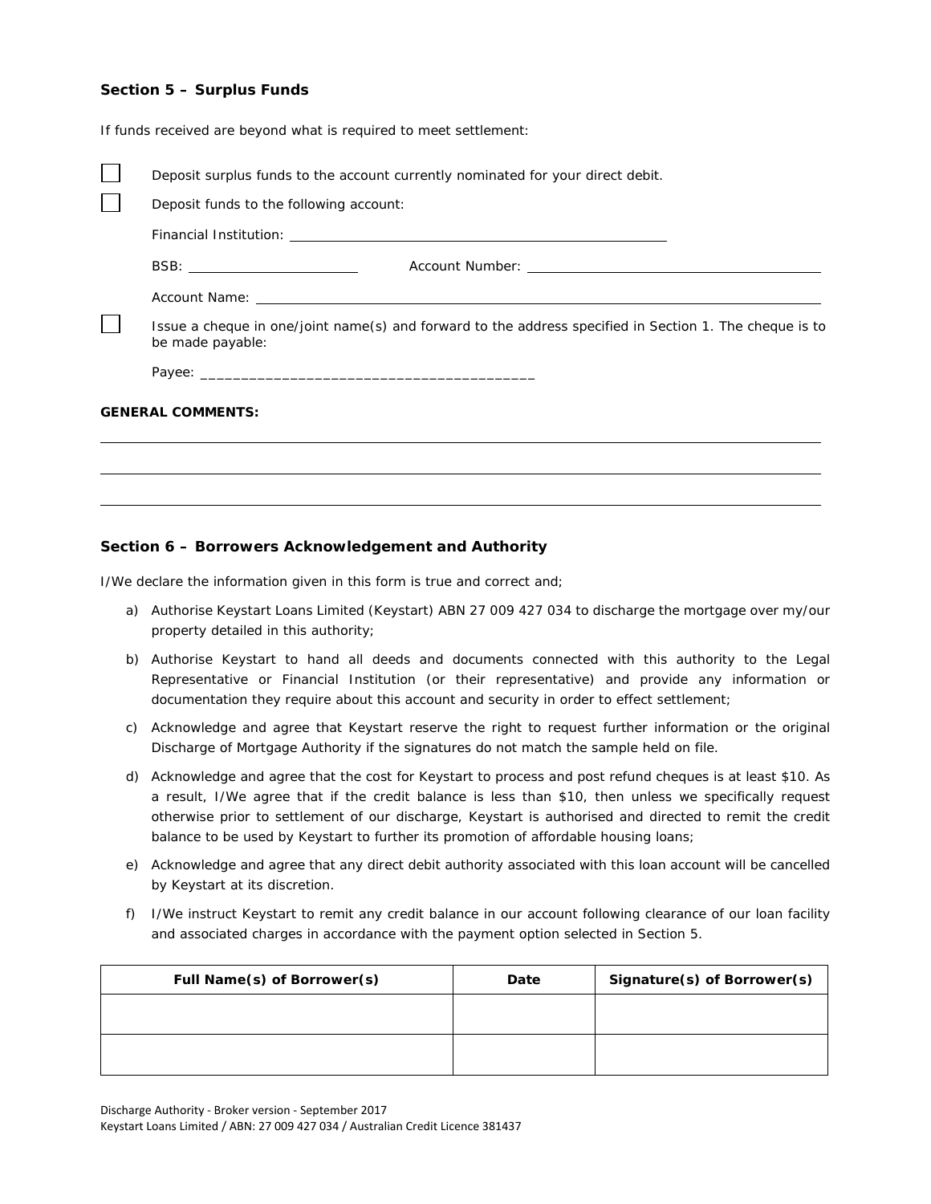## Section 5 – Surplus Funds

If funds received are beyond what is required to meet settlement:

☐ Deposit surplus funds to the account currently nominated for your direct debit.

☐ Deposit funds to the following account:

Financial Institution: ____________________________________________

BSB: ____________________ Account Number: ____________________________________

Account Name: ______________________________________________________________

☐ Issue a cheque in one/joint name(s) and forward to the address specified in Section 1. The cheque is to be made payable:

Payee: ___________________________________________

**GENERAL COMMENTS:**

______________________________________________________________________________

______________________________________________________________________________

______________________________________________________________________________

## Section 6 – Borrowers Acknowledgement and Authority

I/We declare the information given in this form is true and correct and;

a) Authorise Keystart Loans Limited (Keystart) ABN 27 009 427 034 to discharge the mortgage over my/our property detailed in this authority;

b) Authorise Keystart to hand all deeds and documents connected with this authority to the Legal Representative or Financial Institution (or their representative) and provide any information or documentation they require about this account and security in order to effect settlement;

c) Acknowledge and agree that Keystart reserve the right to request further information or the original Discharge of Mortgage Authority if the signatures do not match the sample held on file.

d) Acknowledge and agree that the cost for Keystart to process and post refund cheques is at least $10. As a result, I/We agree that if the credit balance is less than $10, then unless we specifically request otherwise prior to settlement of our discharge, Keystart is authorised and directed to remit the credit balance to be used by Keystart to further its promotion of affordable housing loans;

e) Acknowledge and agree that any direct debit authority associated with this loan account will be cancelled by Keystart at its discretion.

f) I/We instruct Keystart to remit any credit balance in our account following clearance of our loan facility and associated charges in accordance with the payment option selected in Section 5.

| Full Name(s) of Borrower(s) | Date | Signature(s) of Borrower(s) |
|---|---|---|
| | | |
| | | |

Discharge Authority - Broker version - September 2017
Keystart Loans Limited / ABN: 27 009 427 034 / Australian Credit Licence 381437